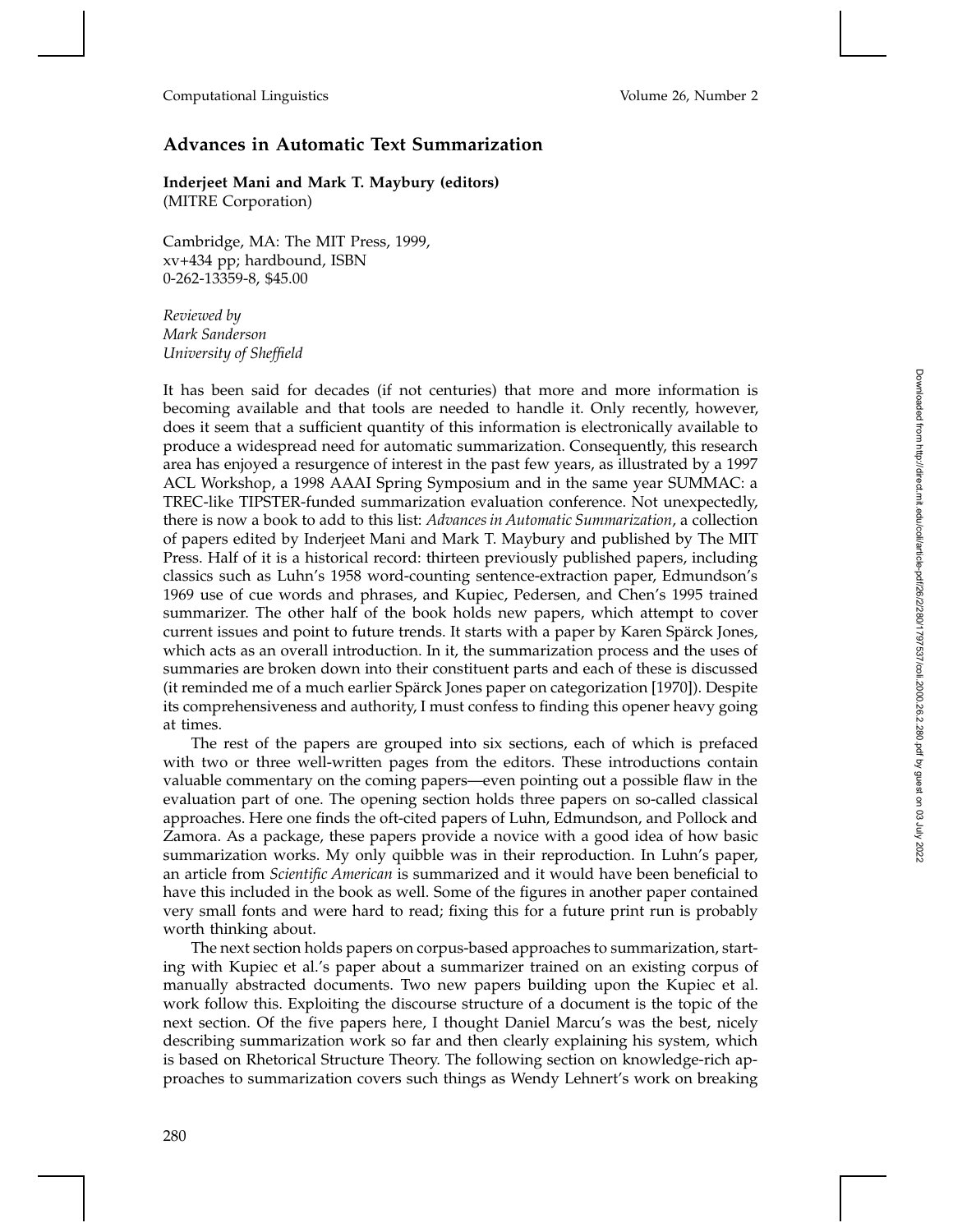## Advances in Automatic Text Summarization

**Inderjeet Mani and Mark T. Maybury (editors)**
(MITRE Corporation)

Cambridge, MA: The MIT Press, 1999, xv+434 pp; hardbound, ISBN 0-262-13359-8, $45.00

*Reviewed by*
*Mark Sanderson*
*University of Sheffield*

It has been said for decades (if not centuries) that more and more information is becoming available and that tools are needed to handle it. Only recently, however, does it seem that a sufficient quantity of this information is electronically available to produce a widespread need for automatic summarization. Consequently, this research area has enjoyed a resurgence of interest in the past few years, as illustrated by a 1997 ACL Workshop, a 1998 AAAI Spring Symposium and in the same year SUMMAC: a TREC-like TIPSTER-funded summarization evaluation conference. Not unexpectedly, there is now a book to add to this list: *Advances in Automatic Summarization*, a collection of papers edited by Inderjeet Mani and Mark T. Maybury and published by The MIT Press. Half of it is a historical record: thirteen previously published papers, including classics such as Luhn's 1958 word-counting sentence-extraction paper, Edmundson's 1969 use of cue words and phrases, and Kupiec, Pedersen, and Chen's 1995 trained summarizer. The other half of the book holds new papers, which attempt to cover current issues and point to future trends. It starts with a paper by Karen Spärck Jones, which acts as an overall introduction. In it, the summarization process and the uses of summaries are broken down into their constituent parts and each of these is discussed (it reminded me of a much earlier Spärck Jones paper on categorization [1970]). Despite its comprehensiveness and authority, I must confess to finding this opener heavy going at times.

The rest of the papers are grouped into six sections, each of which is prefaced with two or three well-written pages from the editors. These introductions contain valuable commentary on the coming papers—even pointing out a possible flaw in the evaluation part of one. The opening section holds three papers on so-called classical approaches. Here one finds the oft-cited papers of Luhn, Edmundson, and Pollock and Zamora. As a package, these papers provide a novice with a good idea of how basic summarization works. My only quibble was in their reproduction. In Luhn's paper, an article from *Scientific American* is summarized and it would have been beneficial to have this included in the book as well. Some of the figures in another paper contained very small fonts and were hard to read; fixing this for a future print run is probably worth thinking about.

The next section holds papers on corpus-based approaches to summarization, starting with Kupiec et al.'s paper about a summarizer trained on an existing corpus of manually abstracted documents. Two new papers building upon the Kupiec et al. work follow this. Exploiting the discourse structure of a document is the topic of the next section. Of the five papers here, I thought Daniel Marcu's was the best, nicely describing summarization work so far and then clearly explaining his system, which is based on Rhetorical Structure Theory. The following section on knowledge-rich approaches to summarization covers such things as Wendy Lehnert's work on breaking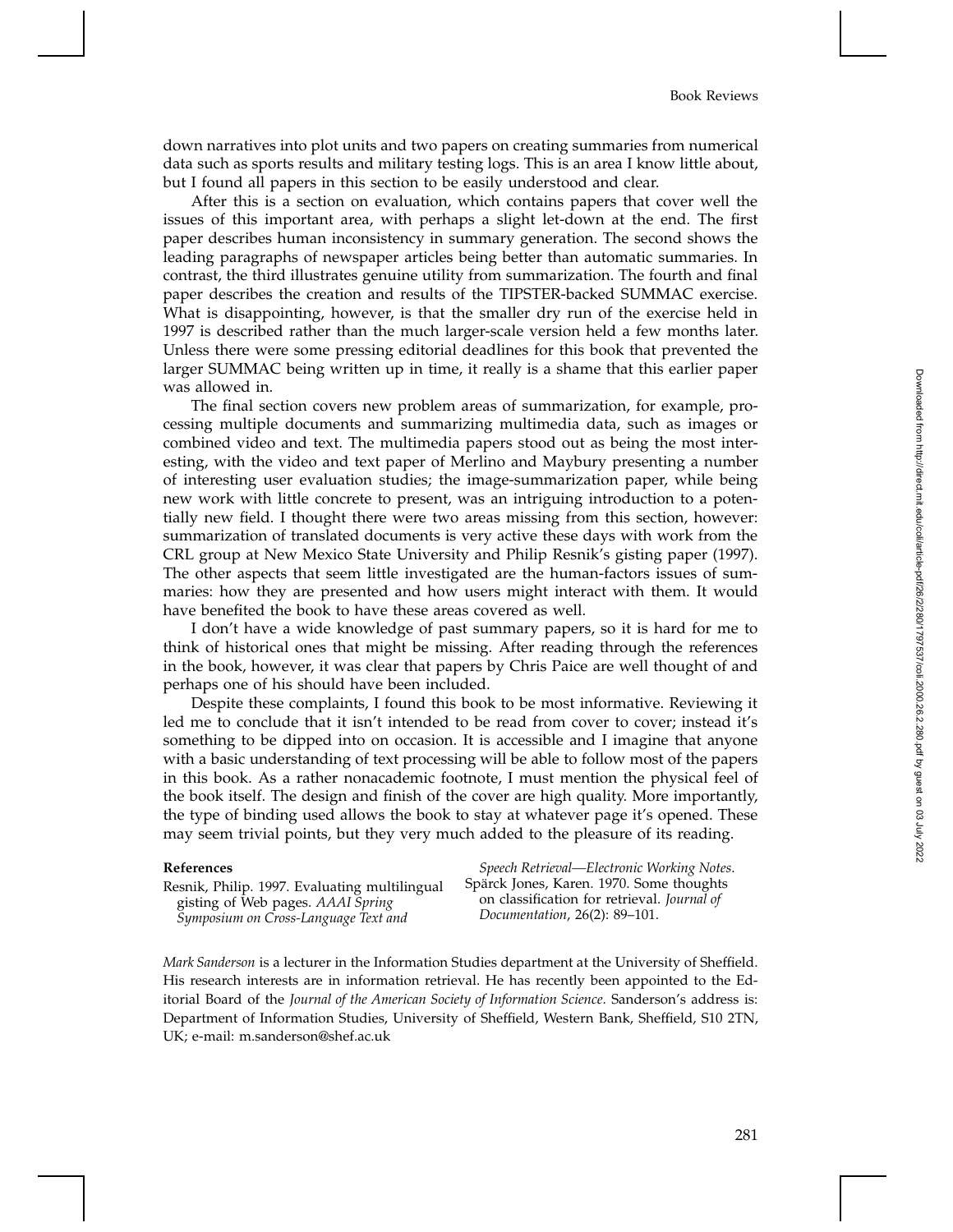down narratives into plot units and two papers on creating summaries from numerical data such as sports results and military testing logs. This is an area I know little about, but I found all papers in this section to be easily understood and clear.

After this is a section on evaluation, which contains papers that cover well the issues of this important area, with perhaps a slight let-down at the end. The first paper describes human inconsistency in summary generation. The second shows the leading paragraphs of newspaper articles being better than automatic summaries. In contrast, the third illustrates genuine utility from summarization. The fourth and final paper describes the creation and results of the TIPSTER-backed SUMMAC exercise. What is disappointing, however, is that the smaller dry run of the exercise held in 1997 is described rather than the much larger-scale version held a few months later. Unless there were some pressing editorial deadlines for this book that prevented the larger SUMMAC being written up in time, it really is a shame that this earlier paper was allowed in.

The final section covers new problem areas of summarization, for example, processing multiple documents and summarizing multimedia data, such as images or combined video and text. The multimedia papers stood out as being the most interesting, with the video and text paper of Merlino and Maybury presenting a number of interesting user evaluation studies; the image-summarization paper, while being new work with little concrete to present, was an intriguing introduction to a potentially new field. I thought there were two areas missing from this section, however: summarization of translated documents is very active these days with work from the CRL group at New Mexico State University and Philip Resnik's gisting paper (1997). The other aspects that seem little investigated are the human-factors issues of summaries: how they are presented and how users might interact with them. It would have benefited the book to have these areas covered as well.

I don't have a wide knowledge of past summary papers, so it is hard for me to think of historical ones that might be missing. After reading through the references in the book, however, it was clear that papers by Chris Paice are well thought of and perhaps one of his should have been included.

Despite these complaints, I found this book to be most informative. Reviewing it led me to conclude that it isn't intended to be read from cover to cover; instead it's something to be dipped into on occasion. It is accessible and I imagine that anyone with a basic understanding of text processing will be able to follow most of the papers in this book. As a rather nonacademic footnote, I must mention the physical feel of the book itself. The design and finish of the cover are high quality. More importantly, the type of binding used allows the book to stay at whatever page it's opened. These may seem trivial points, but they very much added to the pleasure of its reading.

**References**

Resnik, Philip. 1997. Evaluating multilingual gisting of Web pages. *AAAI Spring Symposium on Cross-Language Text and Speech Retrieval—Electronic Working Notes*.

Spärck Jones, Karen. 1970. Some thoughts on classification for retrieval. *Journal of Documentation*, 26(2): 89–101.

*Mark Sanderson* is a lecturer in the Information Studies department at the University of Sheffield. His research interests are in information retrieval. He has recently been appointed to the Editorial Board of the *Journal of the American Society of Information Science*. Sanderson's address is: Department of Information Studies, University of Sheffield, Western Bank, Sheffield, S10 2TN, UK; e-mail: m.sanderson@shef.ac.uk